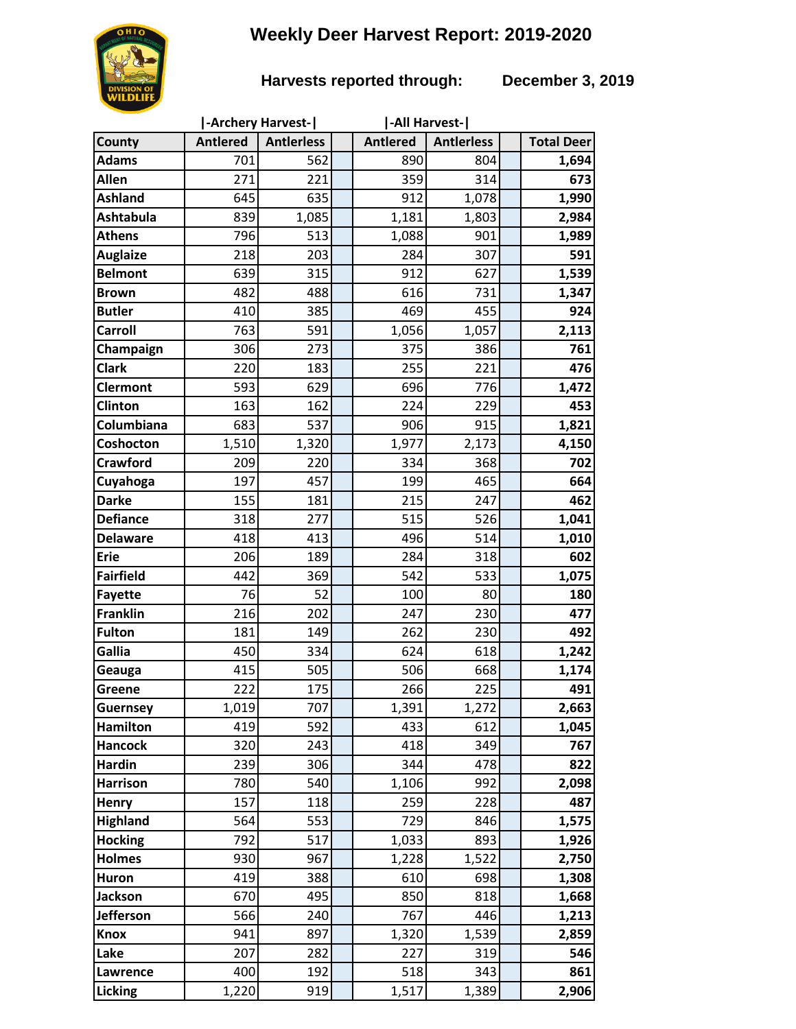# Weekly Deer Harvest Report: 2019-2020

**Harvests reported through: December 3, 2019**

| County | \|-Archery Harvest-\| | | | \|-All Harvest-\| | | | |
|---|---|---|---|---|---|---|---|
| County | Antlered | Antlerless | | Antlered | Antlerless | | Total Deer |
| Adams | 701 | 562 | | 890 | 804 | | **1,694** |
| Allen | 271 | 221 | | 359 | 314 | | **673** |
| Ashland | 645 | 635 | | 912 | 1,078 | | **1,990** |
| Ashtabula | 839 | 1,085 | | 1,181 | 1,803 | | **2,984** |
| Athens | 796 | 513 | | 1,088 | 901 | | **1,989** |
| Auglaize | 218 | 203 | | 284 | 307 | | **591** |
| Belmont | 639 | 315 | | 912 | 627 | | **1,539** |
| Brown | 482 | 488 | | 616 | 731 | | **1,347** |
| Butler | 410 | 385 | | 469 | 455 | | **924** |
| Carroll | 763 | 591 | | 1,056 | 1,057 | | **2,113** |
| Champaign | 306 | 273 | | 375 | 386 | | **761** |
| Clark | 220 | 183 | | 255 | 221 | | **476** |
| Clermont | 593 | 629 | | 696 | 776 | | **1,472** |
| Clinton | 163 | 162 | | 224 | 229 | | **453** |
| Columbiana | 683 | 537 | | 906 | 915 | | **1,821** |
| Coshocton | 1,510 | 1,320 | | 1,977 | 2,173 | | **4,150** |
| Crawford | 209 | 220 | | 334 | 368 | | **702** |
| Cuyahoga | 197 | 457 | | 199 | 465 | | **664** |
| Darke | 155 | 181 | | 215 | 247 | | **462** |
| Defiance | 318 | 277 | | 515 | 526 | | **1,041** |
| Delaware | 418 | 413 | | 496 | 514 | | **1,010** |
| Erie | 206 | 189 | | 284 | 318 | | **602** |
| Fairfield | 442 | 369 | | 542 | 533 | | **1,075** |
| Fayette | 76 | 52 | | 100 | 80 | | **180** |
| Franklin | 216 | 202 | | 247 | 230 | | **477** |
| Fulton | 181 | 149 | | 262 | 230 | | **492** |
| Gallia | 450 | 334 | | 624 | 618 | | **1,242** |
| Geauga | 415 | 505 | | 506 | 668 | | **1,174** |
| Greene | 222 | 175 | | 266 | 225 | | **491** |
| Guernsey | 1,019 | 707 | | 1,391 | 1,272 | | **2,663** |
| Hamilton | 419 | 592 | | 433 | 612 | | **1,045** |
| Hancock | 320 | 243 | | 418 | 349 | | **767** |
| Hardin | 239 | 306 | | 344 | 478 | | **822** |
| Harrison | 780 | 540 | | 1,106 | 992 | | **2,098** |
| Henry | 157 | 118 | | 259 | 228 | | **487** |
| Highland | 564 | 553 | | 729 | 846 | | **1,575** |
| Hocking | 792 | 517 | | 1,033 | 893 | | **1,926** |
| Holmes | 930 | 967 | | 1,228 | 1,522 | | **2,750** |
| Huron | 419 | 388 | | 610 | 698 | | **1,308** |
| Jackson | 670 | 495 | | 850 | 818 | | **1,668** |
| Jefferson | 566 | 240 | | 767 | 446 | | **1,213** |
| Knox | 941 | 897 | | 1,320 | 1,539 | | **2,859** |
| Lake | 207 | 282 | | 227 | 319 | | **546** |
| Lawrence | 400 | 192 | | 518 | 343 | | **861** |
| Licking | 1,220 | 919 | | 1,517 | 1,389 | | **2,906** |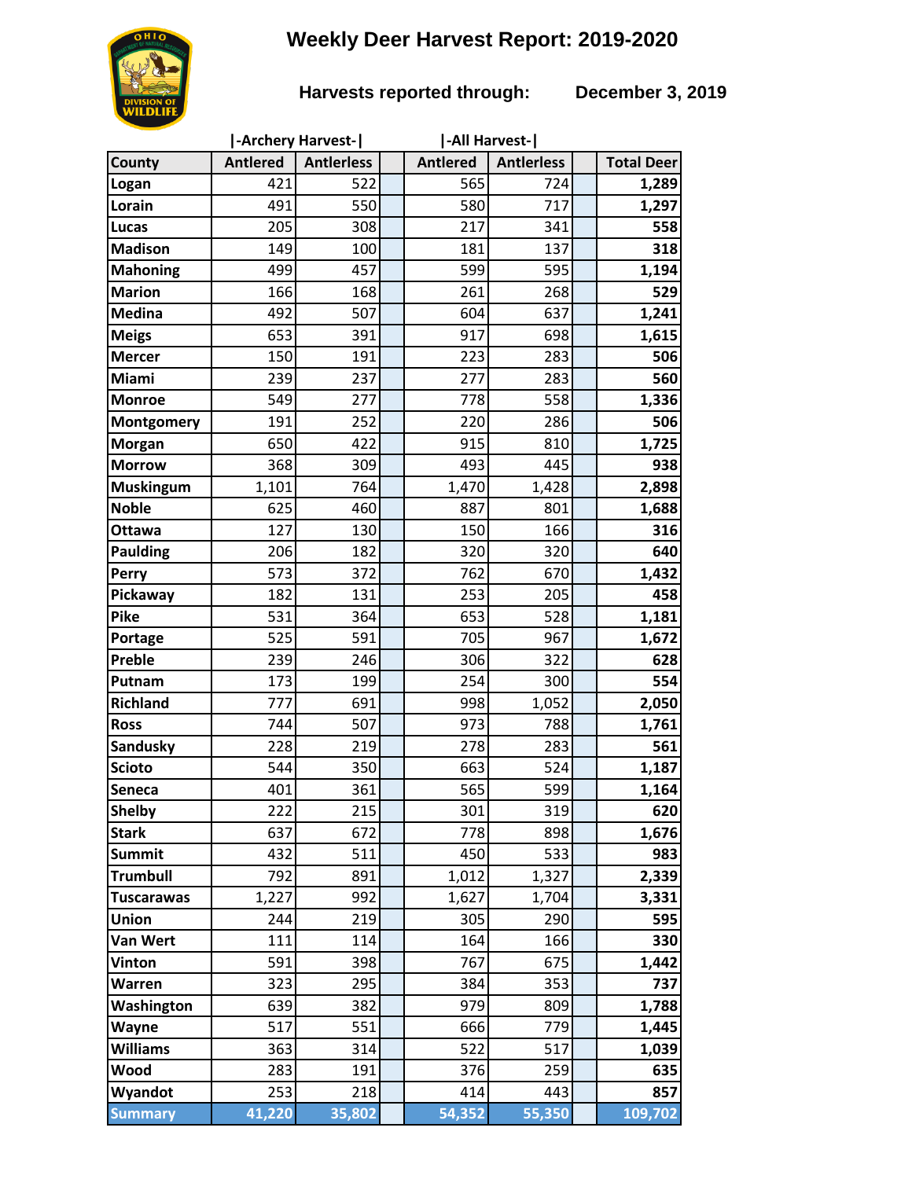# Weekly Deer Harvest Report: 2019-2020

**Harvests reported through: December 3, 2019**

| | \|-Archery Harvest-\| | | | \|-All Harvest-\| | | | |
|---|---|---|---|---|---|---|---|
| **County** | **Antlered** | **Antlerless** | | **Antlered** | **Antlerless** | | **Total Deer** |
| **Logan** | 421 | 522 | | 565 | 724 | | **1,289** |
| **Lorain** | 491 | 550 | | 580 | 717 | | **1,297** |
| **Lucas** | 205 | 308 | | 217 | 341 | | **558** |
| **Madison** | 149 | 100 | | 181 | 137 | | **318** |
| **Mahoning** | 499 | 457 | | 599 | 595 | | **1,194** |
| **Marion** | 166 | 168 | | 261 | 268 | | **529** |
| **Medina** | 492 | 507 | | 604 | 637 | | **1,241** |
| **Meigs** | 653 | 391 | | 917 | 698 | | **1,615** |
| **Mercer** | 150 | 191 | | 223 | 283 | | **506** |
| **Miami** | 239 | 237 | | 277 | 283 | | **560** |
| **Monroe** | 549 | 277 | | 778 | 558 | | **1,336** |
| **Montgomery** | 191 | 252 | | 220 | 286 | | **506** |
| **Morgan** | 650 | 422 | | 915 | 810 | | **1,725** |
| **Morrow** | 368 | 309 | | 493 | 445 | | **938** |
| **Muskingum** | 1,101 | 764 | | 1,470 | 1,428 | | **2,898** |
| **Noble** | 625 | 460 | | 887 | 801 | | **1,688** |
| **Ottawa** | 127 | 130 | | 150 | 166 | | **316** |
| **Paulding** | 206 | 182 | | 320 | 320 | | **640** |
| **Perry** | 573 | 372 | | 762 | 670 | | **1,432** |
| **Pickaway** | 182 | 131 | | 253 | 205 | | **458** |
| **Pike** | 531 | 364 | | 653 | 528 | | **1,181** |
| **Portage** | 525 | 591 | | 705 | 967 | | **1,672** |
| **Preble** | 239 | 246 | | 306 | 322 | | **628** |
| **Putnam** | 173 | 199 | | 254 | 300 | | **554** |
| **Richland** | 777 | 691 | | 998 | 1,052 | | **2,050** |
| **Ross** | 744 | 507 | | 973 | 788 | | **1,761** |
| **Sandusky** | 228 | 219 | | 278 | 283 | | **561** |
| **Scioto** | 544 | 350 | | 663 | 524 | | **1,187** |
| **Seneca** | 401 | 361 | | 565 | 599 | | **1,164** |
| **Shelby** | 222 | 215 | | 301 | 319 | | **620** |
| **Stark** | 637 | 672 | | 778 | 898 | | **1,676** |
| **Summit** | 432 | 511 | | 450 | 533 | | **983** |
| **Trumbull** | 792 | 891 | | 1,012 | 1,327 | | **2,339** |
| **Tuscarawas** | 1,227 | 992 | | 1,627 | 1,704 | | **3,331** |
| **Union** | 244 | 219 | | 305 | 290 | | **595** |
| **Van Wert** | 111 | 114 | | 164 | 166 | | **330** |
| **Vinton** | 591 | 398 | | 767 | 675 | | **1,442** |
| **Warren** | 323 | 295 | | 384 | 353 | | **737** |
| **Washington** | 639 | 382 | | 979 | 809 | | **1,788** |
| **Wayne** | 517 | 551 | | 666 | 779 | | **1,445** |
| **Williams** | 363 | 314 | | 522 | 517 | | **1,039** |
| **Wood** | 283 | 191 | | 376 | 259 | | **635** |
| **Wyandot** | 253 | 218 | | 414 | 443 | | **857** |
| **Summary** | **41,220** | **35,802** | | **54,352** | **55,350** | | **109,702** |